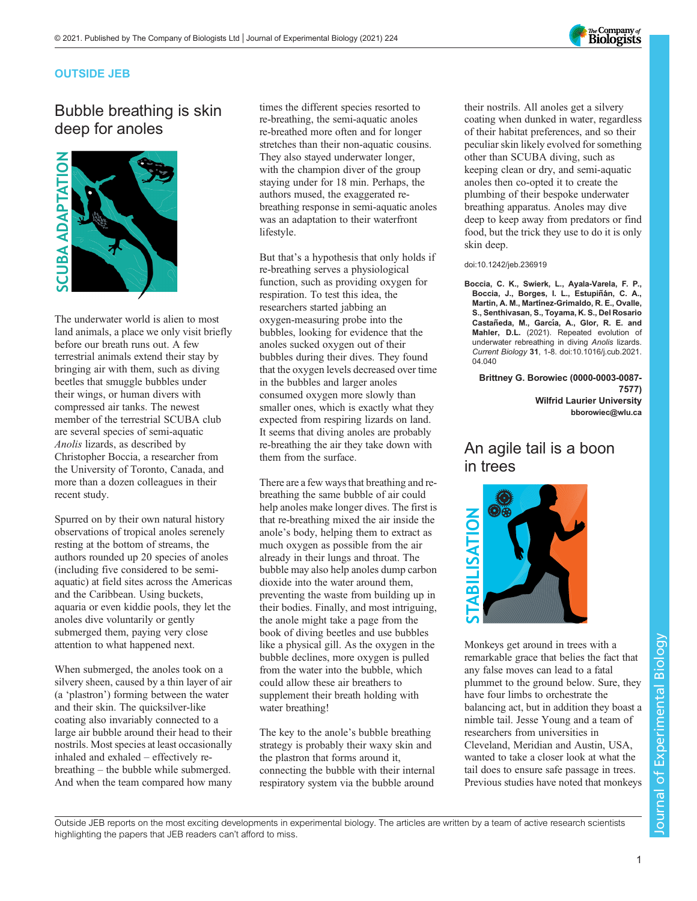OUTSIDE JEB

## Bubble breathing is skin deep for anoles

SCUBA ADAPTATION

The underwater world is alien to most land animals, a place we only visit briefly before our breath runs out. A few terrestrial animals extend their stay by bringing air with them, such as diving beetles that smuggle bubbles under their wings, or human divers with compressed air tanks. The newest member of the terrestrial SCUBA club are several species of semi-aquatic *Anolis* lizards, as described by Christopher Boccia, a researcher from the University of Toronto, Canada, and more than a dozen colleagues in their recent study.

Spurred on by their own natural history observations of tropical anoles serenely resting at the bottom of streams, the authors rounded up 20 species of anoles (including five considered to be semi-aquatic) at field sites across the Americas and the Caribbean. Using buckets, aquaria or even kiddie pools, they let the anoles dive voluntarily or gently submerged them, paying very close attention to what happened next.

When submerged, the anoles took on a silvery sheen, caused by a thin layer of air (a 'plastron') forming between the water and their skin. The quicksilver-like coating also invariably connected to a large air bubble around their head to their nostrils. Most species at least occasionally inhaled and exhaled – effectively re-breathing – the bubble while submerged. And when the team compared how many times the different species resorted to re-breathing, the semi-aquatic anoles re-breathed more often and for longer stretches than their non-aquatic cousins. They also stayed underwater longer, with the champion diver of the group staying under for 18 min. Perhaps, the authors mused, the exaggerated re-breathing response in semi-aquatic anoles was an adaptation to their waterfront lifestyle.

But that's a hypothesis that only holds if re-breathing serves a physiological function, such as providing oxygen for respiration. To test this idea, the researchers started jabbing an oxygen-measuring probe into the bubbles, looking for evidence that the anoles sucked oxygen out of their bubbles during their dives. They found that the oxygen levels decreased over time in the bubbles and larger anoles consumed oxygen more slowly than smaller ones, which is exactly what they expected from respiring lizards on land. It seems that diving anoles are probably re-breathing the air they take down with them from the surface.

There are a few ways that breathing and re-breathing the same bubble of air could help anoles make longer dives. The first is that re-breathing mixed the air inside the anole's body, helping them to extract as much oxygen as possible from the air already in their lungs and throat. The bubble may also help anoles dump carbon dioxide into the water around them, preventing the waste from building up in their bodies. Finally, and most intriguing, the anole might take a page from the book of diving beetles and use bubbles like a physical gill. As the oxygen in the bubble declines, more oxygen is pulled from the water into the bubble, which could allow these air breathers to supplement their breath holding with water breathing!

The key to the anole's bubble breathing strategy is probably their waxy skin and the plastron that forms around it, connecting the bubble with their internal respiratory system via the bubble around their nostrils. All anoles get a silvery coating when dunked in water, regardless of their habitat preferences, and so their peculiar skin likely evolved for something other than SCUBA diving, such as keeping clean or dry, and semi-aquatic anoles then co-opted it to create the plumbing of their bespoke underwater breathing apparatus. Anoles may dive deep to keep away from predators or find food, but the trick they use to do it is only skin deep.

doi:10.1242/jeb.236919

**Boccia, C. K., Swierk, L., Ayala-Varela, F. P., Boccia, J., Borges, I. L., Estupiñán, C. A., Martin, A. M., Martinez-Grimaldo, R. E., Ovalle, S., Senthivasan, S., Toyama, K. S., Del Rosario Castañeda, M., García, A., Glor, R. E. and Mahler, D.L.** (2021). Repeated evolution of underwater rebreathing in diving *Anolis* lizards. *Current Biology* **31**, 1-8. doi:10.1016/j.cub.2021.04.040

**Brittney G. Borowiec (0000-0003-0087-7577)**
**Wilfrid Laurier University**
**bborowiec@wlu.ca**

## An agile tail is a boon in trees

STABILISATION

Monkeys get around in trees with a remarkable grace that belies the fact that any false moves can lead to a fatal plummet to the ground below. Sure, they have four limbs to orchestrate the balancing act, but in addition they boast a nimble tail. Jesse Young and a team of researchers from universities in Cleveland, Meridian and Austin, USA, wanted to take a closer look at what the tail does to ensure safe passage in trees. Previous studies have noted that monkeys

Outside JEB reports on the most exciting developments in experimental biology. The articles are written by a team of active research scientists highlighting the papers that JEB readers can't afford to miss.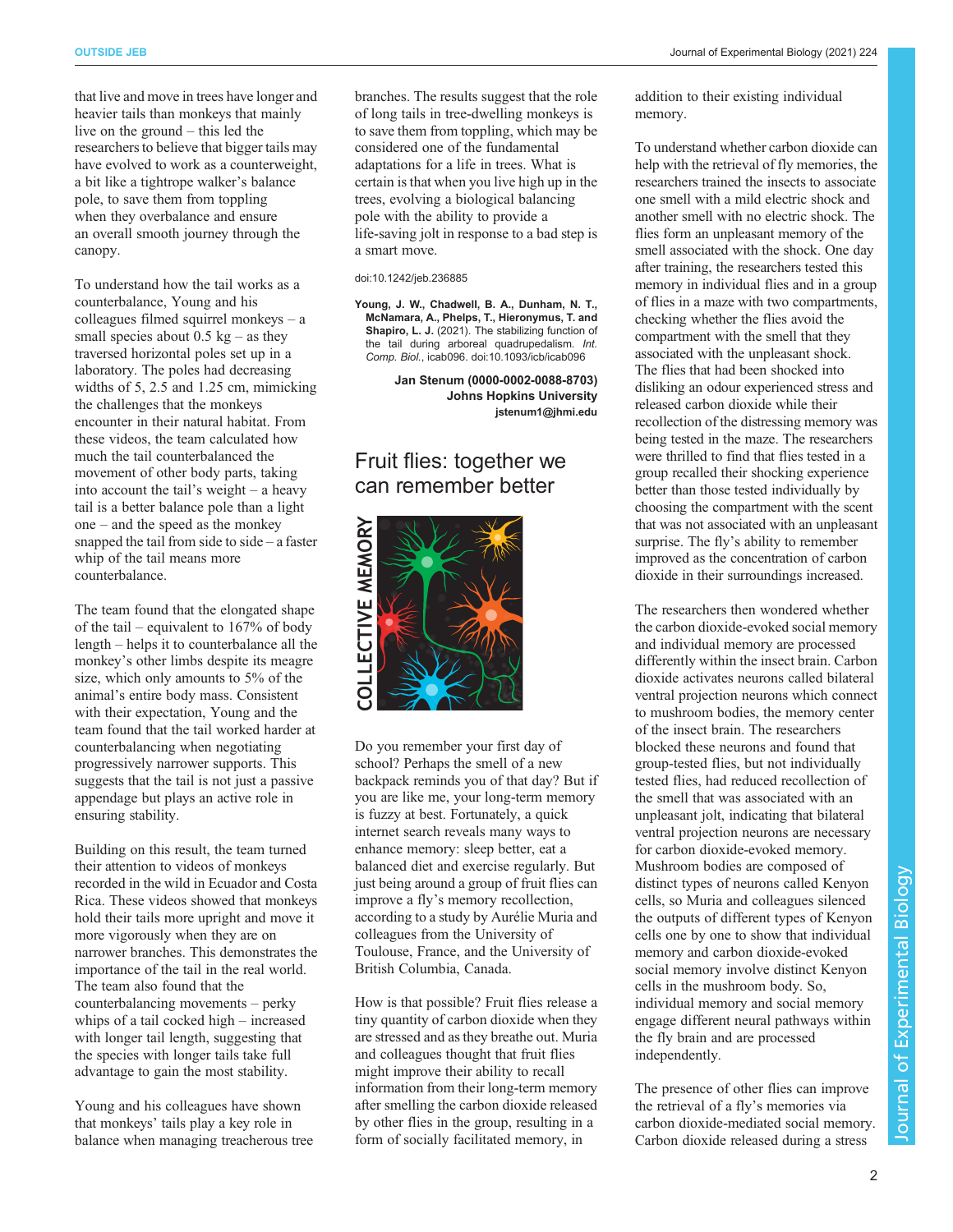that live and move in trees have longer and heavier tails than monkeys that mainly live on the ground – this led the researchers to believe that bigger tails may have evolved to work as a counterweight, a bit like a tightrope walker's balance pole, to save them from toppling when they overbalance and ensure an overall smooth journey through the canopy.

To understand how the tail works as a counterbalance, Young and his colleagues filmed squirrel monkeys – a small species about 0.5 kg – as they traversed horizontal poles set up in a laboratory. The poles had decreasing widths of 5, 2.5 and 1.25 cm, mimicking the challenges that the monkeys encounter in their natural habitat. From these videos, the team calculated how much the tail counterbalanced the movement of other body parts, taking into account the tail's weight – a heavy tail is a better balance pole than a light one – and the speed as the monkey snapped the tail from side to side – a faster whip of the tail means more counterbalance.

The team found that the elongated shape of the tail – equivalent to 167% of body length – helps it to counterbalance all the monkey's other limbs despite its meagre size, which only amounts to 5% of the animal's entire body mass. Consistent with their expectation, Young and the team found that the tail worked harder at counterbalancing when negotiating progressively narrower supports. This suggests that the tail is not just a passive appendage but plays an active role in ensuring stability.

Building on this result, the team turned their attention to videos of monkeys recorded in the wild in Ecuador and Costa Rica. These videos showed that monkeys hold their tails more upright and move it more vigorously when they are on narrower branches. This demonstrates the importance of the tail in the real world. The team also found that the counterbalancing movements – perky whips of a tail cocked high – increased with longer tail length, suggesting that the species with longer tails take full advantage to gain the most stability.

Young and his colleagues have shown that monkeys' tails play a key role in balance when managing treacherous tree branches. The results suggest that the role of long tails in tree-dwelling monkeys is to save them from toppling, which may be considered one of the fundamental adaptations for a life in trees. What is certain is that when you live high up in the trees, evolving a biological balancing pole with the ability to provide a life-saving jolt in response to a bad step is a smart move.

doi:10.1242/jeb.236885

**Young, J. W., Chadwell, B. A., Dunham, N. T., McNamara, A., Phelps, T., Hieronymus, T. and Shapiro, L. J.** (2021). The stabilizing function of the tail during arboreal quadrupedalism. *Int. Comp. Biol.*, icab096. doi:10.1093/icb/icab096

**Jan Stenum (0000-0002-0088-8703)**
**Johns Hopkins University**
**jstenum1@jhmi.edu**

## Fruit flies: together we can remember better

Do you remember your first day of school? Perhaps the smell of a new backpack reminds you of that day? But if you are like me, your long-term memory is fuzzy at best. Fortunately, a quick internet search reveals many ways to enhance memory: sleep better, eat a balanced diet and exercise regularly. But just being around a group of fruit flies can improve a fly's memory recollection, according to a study by Aurélie Muria and colleagues from the University of Toulouse, France, and the University of British Columbia, Canada.

How is that possible? Fruit flies release a tiny quantity of carbon dioxide when they are stressed and as they breathe out. Muria and colleagues thought that fruit flies might improve their ability to recall information from their long-term memory after smelling the carbon dioxide released by other flies in the group, resulting in a form of socially facilitated memory, in addition to their existing individual memory.

To understand whether carbon dioxide can help with the retrieval of fly memories, the researchers trained the insects to associate one smell with a mild electric shock and another smell with no electric shock. The flies form an unpleasant memory of the smell associated with the shock. One day after training, the researchers tested this memory in individual flies and in a group of flies in a maze with two compartments, checking whether the flies avoid the compartment with the smell that they associated with the unpleasant shock. The flies that had been shocked into disliking an odour experienced stress and released carbon dioxide while their recollection of the distressing memory was being tested in the maze. The researchers were thrilled to find that flies tested in a group recalled their shocking experience better than those tested individually by choosing the compartment with the scent that was not associated with an unpleasant surprise. The fly's ability to remember improved as the concentration of carbon dioxide in their surroundings increased.

The researchers then wondered whether the carbon dioxide-evoked social memory and individual memory are processed differently within the insect brain. Carbon dioxide activates neurons called bilateral ventral projection neurons which connect to mushroom bodies, the memory center of the insect brain. The researchers blocked these neurons and found that group-tested flies, but not individually tested flies, had reduced recollection of the smell that was associated with an unpleasant jolt, indicating that bilateral ventral projection neurons are necessary for carbon dioxide-evoked memory. Mushroom bodies are composed of distinct types of neurons called Kenyon cells, so Muria and colleagues silenced the outputs of different types of Kenyon cells one by one to show that individual memory and carbon dioxide-evoked social memory involve distinct Kenyon cells in the mushroom body. So, individual memory and social memory engage different neural pathways within the fly brain and are processed independently.

The presence of other flies can improve the retrieval of a fly's memories via carbon dioxide-mediated social memory. Carbon dioxide released during a stress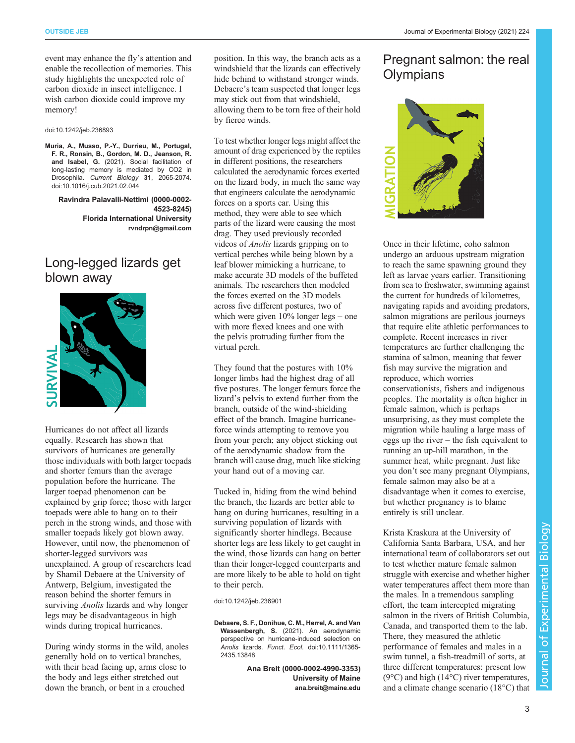event may enhance the fly's attention and enable the recollection of memories. This study highlights the unexpected role of carbon dioxide in insect intelligence. I wish carbon dioxide could improve my memory!

doi:10.1242/jeb.236893

**Muria, A., Musso, P.-Y., Durrieu, M., Portugal, F. R., Ronsin, B., Gordon, M. D., Jeanson, R. and Isabel, G.** (2021). Social facilitation of long-lasting memory is mediated by CO2 in Drosophila. *Current Biology* **31**, 2065-2074. doi:10.1016/j.cub.2021.02.044

**Ravindra Palavalli-Nettimi (0000-0002-4523-8245)**
**Florida International University**
**rvndrpn@gmail.com**

# Long-legged lizards get blown away

Hurricanes do not affect all lizards equally. Research has shown that survivors of hurricanes are generally those individuals with both larger toepads and shorter femurs than the average population before the hurricane. The larger toepad phenomenon can be explained by grip force; those with larger toepads were able to hang on to their perch in the strong winds, and those with smaller toepads likely got blown away. However, until now, the phenomenon of shorter-legged survivors was unexplained. A group of researchers lead by Shamil Debaere at the University of Antwerp, Belgium, investigated the reason behind the shorter femurs in surviving *Anolis* lizards and why longer legs may be disadvantageous in high winds during tropical hurricanes.

During windy storms in the wild, anoles generally hold on to vertical branches, with their head facing up, arms close to the body and legs either stretched out down the branch, or bent in a crouched position. In this way, the branch acts as a windshield that the lizards can effectively hide behind to withstand stronger winds. Debaere's team suspected that longer legs may stick out from that windshield, allowing them to be torn free of their hold by fierce winds.

To test whether longer legs might affect the amount of drag experienced by the reptiles in different positions, the researchers calculated the aerodynamic forces exerted on the lizard body, in much the same way that engineers calculate the aerodynamic forces on a sports car. Using this method, they were able to see which parts of the lizard were causing the most drag. They used previously recorded videos of *Anolis* lizards gripping on to vertical perches while being blown by a leaf blower mimicking a hurricane, to make accurate 3D models of the buffeted animals. The researchers then modeled the forces exerted on the 3D models across five different postures, two of which were given 10% longer legs – one with more flexed knees and one with the pelvis protruding further from the virtual perch.

They found that the postures with 10% longer limbs had the highest drag of all five postures. The longer femurs force the lizard's pelvis to extend further from the branch, outside of the wind-shielding effect of the branch. Imagine hurricane-force winds attempting to remove you from your perch; any object sticking out of the aerodynamic shadow from the branch will cause drag, much like sticking your hand out of a moving car.

Tucked in, hiding from the wind behind the branch, the lizards are better able to hang on during hurricanes, resulting in a surviving population of lizards with significantly shorter hindlegs. Because shorter legs are less likely to get caught in the wind, those lizards can hang on better than their longer-legged counterparts and are more likely to be able to hold on tight to their perch.

doi:10.1242/jeb.236901

**Debaere, S. F., Donihue, C. M., Herrel, A. and Van Wassenbergh, S.** (2021). An aerodynamic perspective on hurricane-induced selection on *Anolis* lizards. *Funct. Ecol.* doi:10.1111/1365-2435.13848

**Ana Breit (0000-0002-4990-3353)**
**University of Maine**
**ana.breit@maine.edu**

# Pregnant salmon: the real Olympians

Once in their lifetime, coho salmon undergo an arduous upstream migration to reach the same spawning ground they left as larvae years earlier. Transitioning from sea to freshwater, swimming against the current for hundreds of kilometres, navigating rapids and avoiding predators, salmon migrations are perilous journeys that require elite athletic performances to complete. Recent increases in river temperatures are further challenging the stamina of salmon, meaning that fewer fish may survive the migration and reproduce, which worries conservationists, fishers and indigenous peoples. The mortality is often higher in female salmon, which is perhaps unsurprising, as they must complete the migration while hauling a large mass of eggs up the river – the fish equivalent to running an up-hill marathon, in the summer heat, while pregnant. Just like you don't see many pregnant Olympians, female salmon may also be at a disadvantage when it comes to exercise, but whether pregnancy is to blame entirely is still unclear.

Krista Kraskura at the University of California Santa Barbara, USA, and her international team of collaborators set out to test whether mature female salmon struggle with exercise and whether higher water temperatures affect them more than the males. In a tremendous sampling effort, the team intercepted migrating salmon in the rivers of British Columbia, Canada, and transported them to the lab. There, they measured the athletic performance of females and males in a swim tunnel, a fish-treadmill of sorts, at three different temperatures: present low (9°C) and high (14°C) river temperatures, and a climate change scenario (18°C) that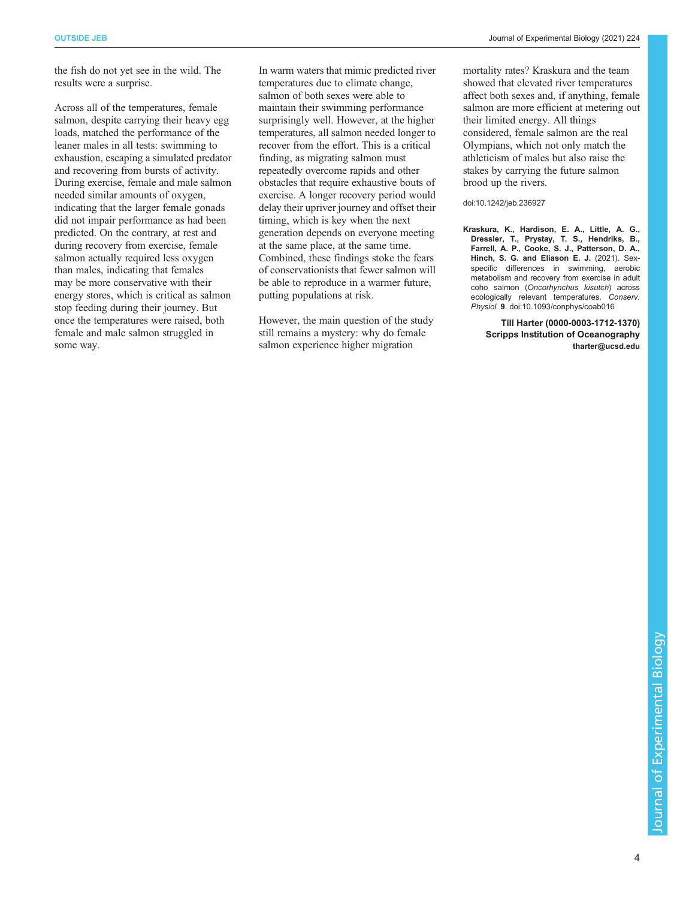the fish do not yet see in the wild. The results were a surprise.

Across all of the temperatures, female salmon, despite carrying their heavy egg loads, matched the performance of the leaner males in all tests: swimming to exhaustion, escaping a simulated predator and recovering from bursts of activity. During exercise, female and male salmon needed similar amounts of oxygen, indicating that the larger female gonads did not impair performance as had been predicted. On the contrary, at rest and during recovery from exercise, female salmon actually required less oxygen than males, indicating that females may be more conservative with their energy stores, which is critical as salmon stop feeding during their journey. But once the temperatures were raised, both female and male salmon struggled in some way.

In warm waters that mimic predicted river temperatures due to climate change, salmon of both sexes were able to maintain their swimming performance surprisingly well. However, at the higher temperatures, all salmon needed longer to recover from the effort. This is a critical finding, as migrating salmon must repeatedly overcome rapids and other obstacles that require exhaustive bouts of exercise. A longer recovery period would delay their upriver journey and offset their timing, which is key when the next generation depends on everyone meeting at the same place, at the same time. Combined, these findings stoke the fears of conservationists that fewer salmon will be able to reproduce in a warmer future, putting populations at risk.

However, the main question of the study still remains a mystery: why do female salmon experience higher migration mortality rates? Kraskura and the team showed that elevated river temperatures affect both sexes and, if anything, female salmon are more efficient at metering out their limited energy. All things considered, female salmon are the real Olympians, which not only match the athleticism of males but also raise the stakes by carrying the future salmon brood up the rivers.

doi:10.1242/jeb.236927

**Kraskura, K., Hardison, E. A., Little, A. G., Dressler, T., Prystay, T. S., Hendriks, B., Farrell, A. P., Cooke, S. J., Patterson, D. A., Hinch, S. G. and Eliason E. J.** (2021). Sex-specific differences in swimming, aerobic metabolism and recovery from exercise in adult coho salmon (*Oncorhynchus kisutch*) across ecologically relevant temperatures. *Conserv. Physiol.* **9**. doi:10.1093/conphys/coab016

**Till Harter (0000-0003-1712-1370)**
**Scripps Institution of Oceanography**
**tharter@ucsd.edu**